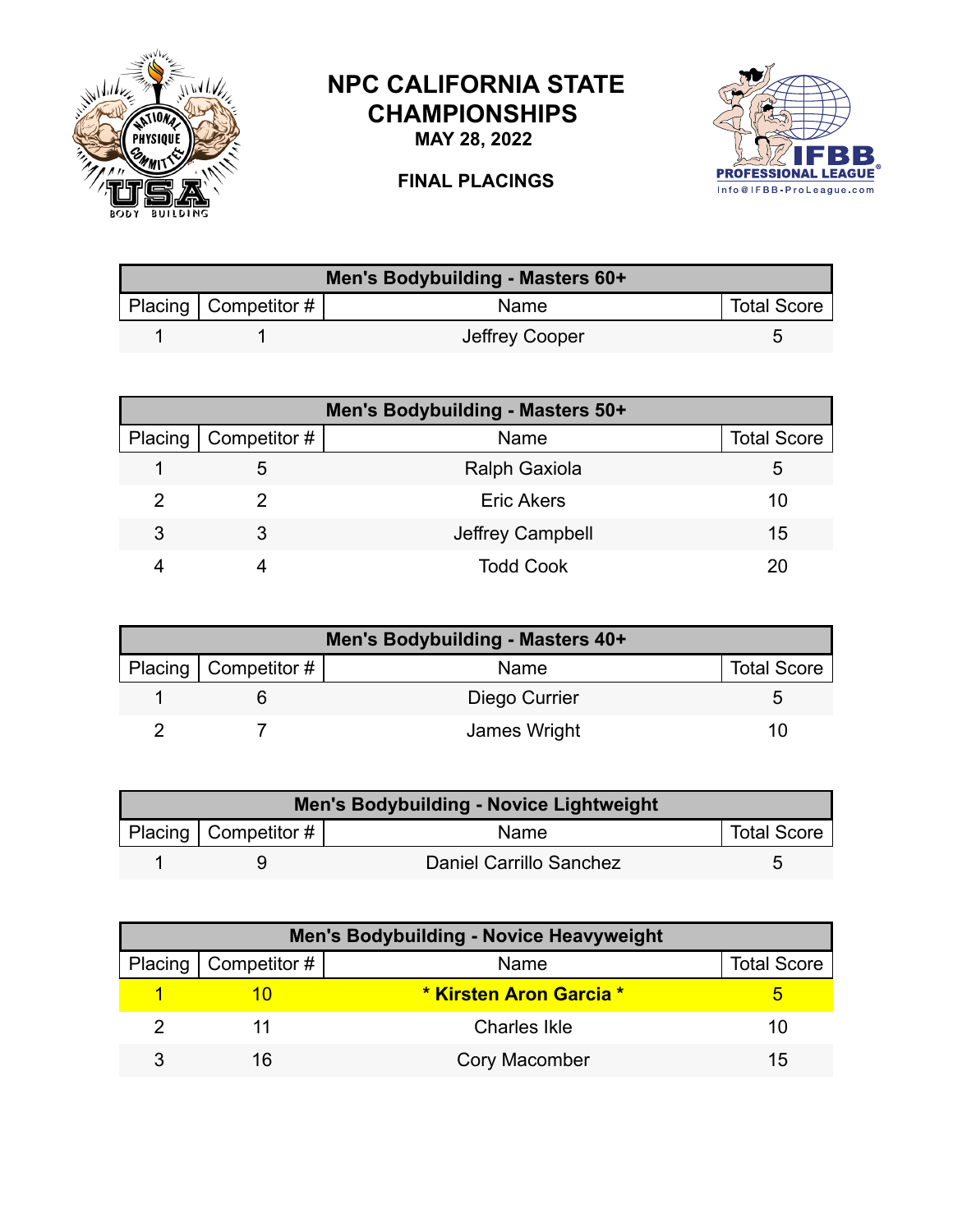# NPC CALIFORNIA STATE CHAMPIONSHIPS

**MAY 28, 2022**

**FINAL PLACINGS**

| Men's Bodybuilding - Masters 60+ | | | |
|---|---|---|---|
| Placing | Competitor # | Name | Total Score |
| 1 | 1 | Jeffrey Cooper | 5 |

| Men's Bodybuilding - Masters 50+ | | | |
|---|---|---|---|
| Placing | Competitor # | Name | Total Score |
| 1 | 5 | Ralph Gaxiola | 5 |
| 2 | 2 | Eric Akers | 10 |
| 3 | 3 | Jeffrey Campbell | 15 |
| 4 | 4 | Todd Cook | 20 |

| Men's Bodybuilding - Masters 40+ | | | |
|---|---|---|---|
| Placing | Competitor # | Name | Total Score |
| 1 | 6 | Diego Currier | 5 |
| 2 | 7 | James Wright | 10 |

| Men's Bodybuilding - Novice Lightweight | | | |
|---|---|---|---|
| Placing | Competitor # | Name | Total Score |
| 1 | 9 | Daniel Carrillo Sanchez | 5 |

| Men's Bodybuilding - Novice Heavyweight | | | |
|---|---|---|---|
| Placing | Competitor # | Name | Total Score |
| 1 | 10 | **\* Kirsten Aron Garcia \*** | 5 |
| 2 | 11 | Charles Ikle | 10 |
| 3 | 16 | Cory Macomber | 15 |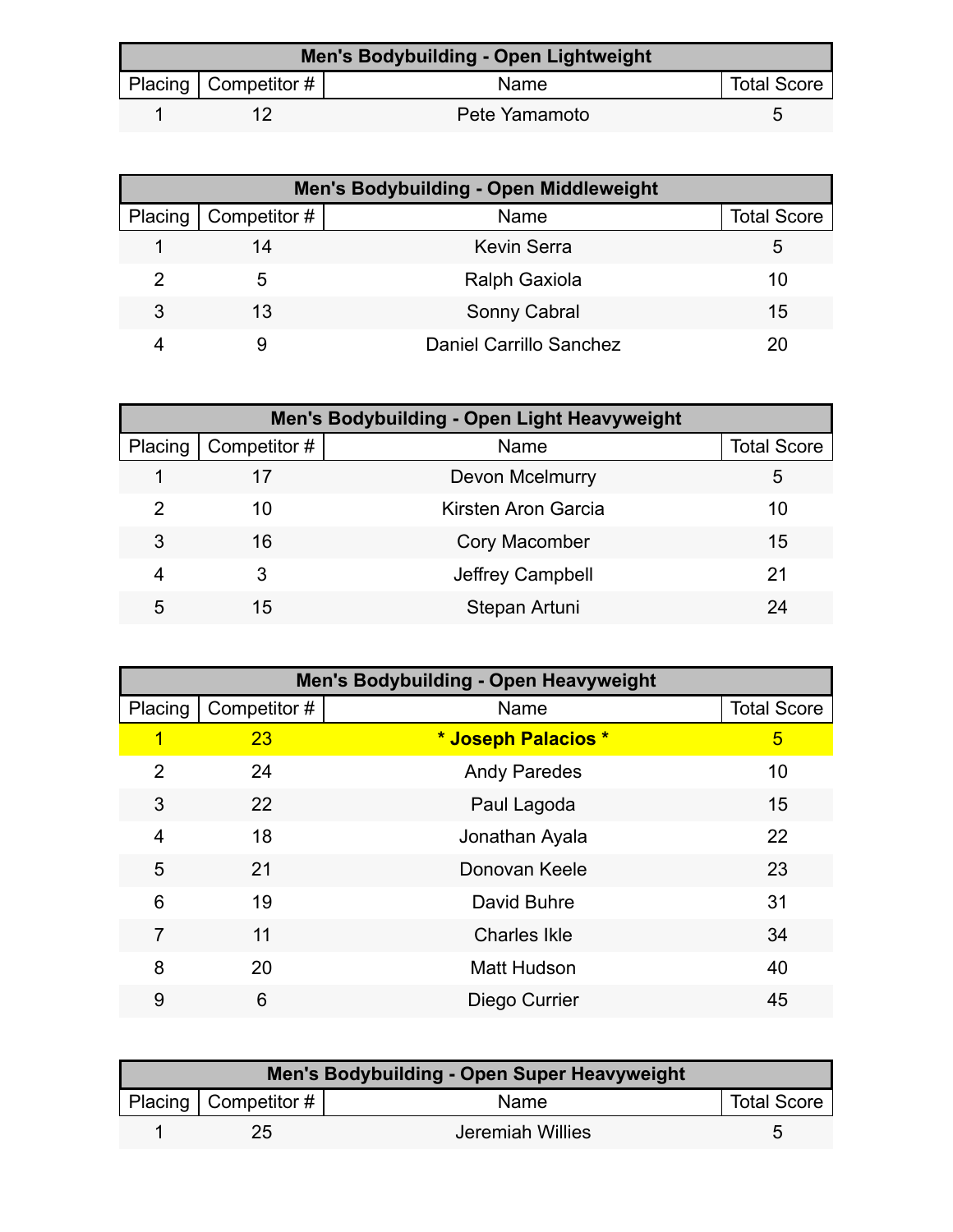| Men's Bodybuilding - Open Lightweight | | | |
|---|---|---|---|
| Placing | Competitor # | Name | Total Score |
| 1 | 12 | Pete Yamamoto | 5 |

| Men's Bodybuilding - Open Middleweight | | | |
|---|---|---|---|
| Placing | Competitor # | Name | Total Score |
| 1 | 14 | Kevin Serra | 5 |
| 2 | 5 | Ralph Gaxiola | 10 |
| 3 | 13 | Sonny Cabral | 15 |
| 4 | 9 | Daniel Carrillo Sanchez | 20 |

| Men's Bodybuilding - Open Light Heavyweight | | | |
|---|---|---|---|
| Placing | Competitor # | Name | Total Score |
| 1 | 17 | Devon Mcelmurry | 5 |
| 2 | 10 | Kirsten Aron Garcia | 10 |
| 3 | 16 | Cory Macomber | 15 |
| 4 | 3 | Jeffrey Campbell | 21 |
| 5 | 15 | Stepan Artuni | 24 |

| Men's Bodybuilding - Open Heavyweight | | | |
|---|---|---|---|
| Placing | Competitor # | Name | Total Score |
| 1 | 23 | **\* Joseph Palacios \*** | 5 |
| 2 | 24 | Andy Paredes | 10 |
| 3 | 22 | Paul Lagoda | 15 |
| 4 | 18 | Jonathan Ayala | 22 |
| 5 | 21 | Donovan Keele | 23 |
| 6 | 19 | David Buhre | 31 |
| 7 | 11 | Charles Ikle | 34 |
| 8 | 20 | Matt Hudson | 40 |
| 9 | 6 | Diego Currier | 45 |

| Men's Bodybuilding - Open Super Heavyweight | | | |
|---|---|---|---|
| Placing | Competitor # | Name | Total Score |
| 1 | 25 | Jeremiah Willies | 5 |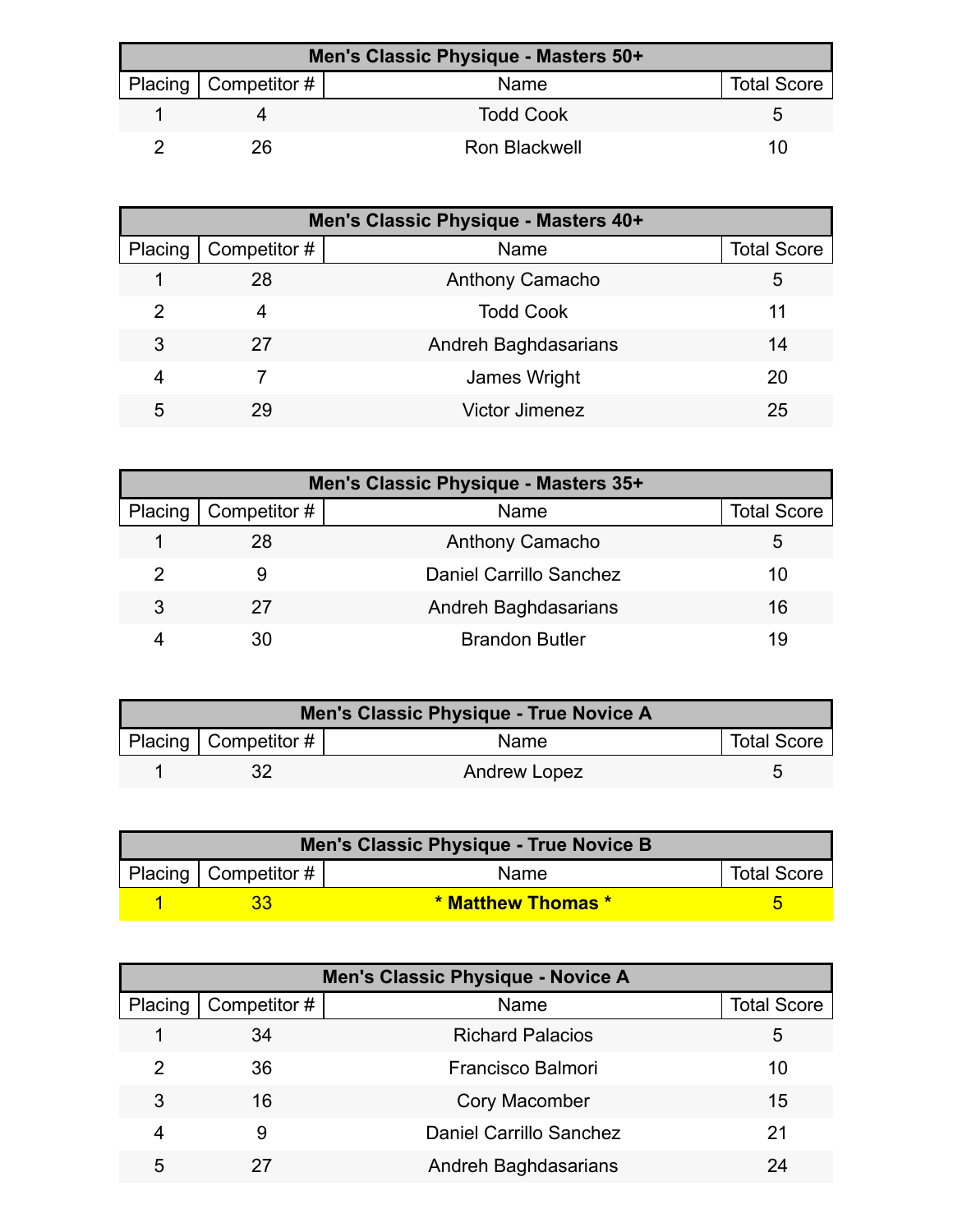| Men's Classic Physique - Masters 50+ | | | |
|---|---|---|---|
| Placing | Competitor # | Name | Total Score |
| 1 | 4 | Todd Cook | 5 |
| 2 | 26 | Ron Blackwell | 10 |

| Men's Classic Physique - Masters 40+ | | | |
|---|---|---|---|
| Placing | Competitor # | Name | Total Score |
| 1 | 28 | Anthony Camacho | 5 |
| 2 | 4 | Todd Cook | 11 |
| 3 | 27 | Andreh Baghdasarians | 14 |
| 4 | 7 | James Wright | 20 |
| 5 | 29 | Victor Jimenez | 25 |

| Men's Classic Physique - Masters 35+ | | | |
|---|---|---|---|
| Placing | Competitor # | Name | Total Score |
| 1 | 28 | Anthony Camacho | 5 |
| 2 | 9 | Daniel Carrillo Sanchez | 10 |
| 3 | 27 | Andreh Baghdasarians | 16 |
| 4 | 30 | Brandon Butler | 19 |

| Men's Classic Physique - True Novice A | | | |
|---|---|---|---|
| Placing | Competitor # | Name | Total Score |
| 1 | 32 | Andrew Lopez | 5 |

| Men's Classic Physique - True Novice B | | | |
|---|---|---|---|
| Placing | Competitor # | Name | Total Score |
| **1** | **33** | **\* Matthew Thomas \*** | **5** |

| Men's Classic Physique - Novice A | | | |
|---|---|---|---|
| Placing | Competitor # | Name | Total Score |
| 1 | 34 | Richard Palacios | 5 |
| 2 | 36 | Francisco Balmori | 10 |
| 3 | 16 | Cory Macomber | 15 |
| 4 | 9 | Daniel Carrillo Sanchez | 21 |
| 5 | 27 | Andreh Baghdasarians | 24 |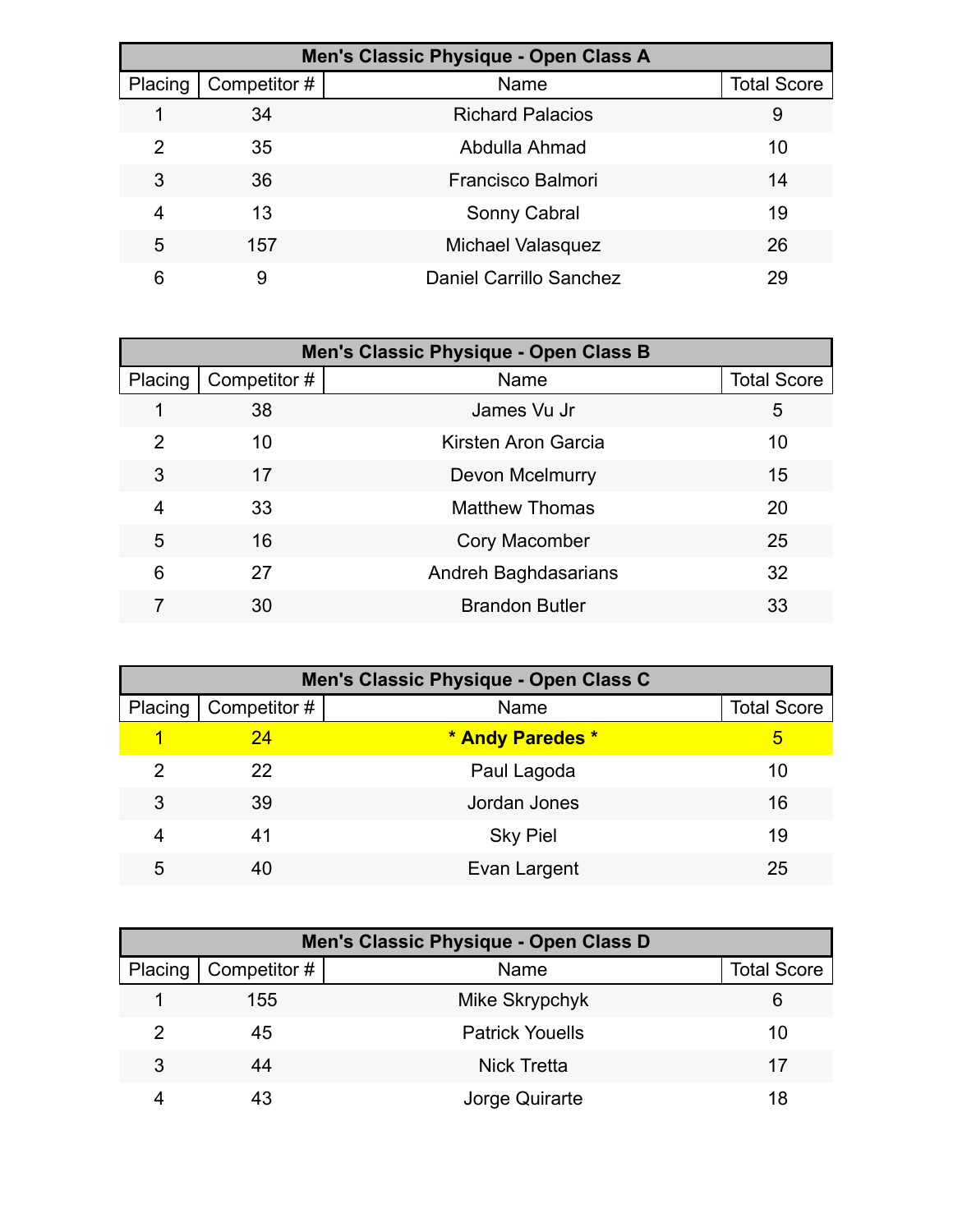| Men's Classic Physique - Open Class A | | | |
| --- | --- | --- | --- |
| Placing | Competitor # | Name | Total Score |
| 1 | 34 | Richard Palacios | 9 |
| 2 | 35 | Abdulla Ahmad | 10 |
| 3 | 36 | Francisco Balmori | 14 |
| 4 | 13 | Sonny Cabral | 19 |
| 5 | 157 | Michael Valasquez | 26 |
| 6 | 9 | Daniel Carrillo Sanchez | 29 |

| Men's Classic Physique - Open Class B | | | |
| --- | --- | --- | --- |
| Placing | Competitor # | Name | Total Score |
| 1 | 38 | James Vu Jr | 5 |
| 2 | 10 | Kirsten Aron Garcia | 10 |
| 3 | 17 | Devon Mcelmurry | 15 |
| 4 | 33 | Matthew Thomas | 20 |
| 5 | 16 | Cory Macomber | 25 |
| 6 | 27 | Andreh Baghdasarians | 32 |
| 7 | 30 | Brandon Butler | 33 |

| Men's Classic Physique - Open Class C | | | |
| --- | --- | --- | --- |
| Placing | Competitor # | Name | Total Score |
| 1 | 24 | **\* Andy Paredes \*** | 5 |
| 2 | 22 | Paul Lagoda | 10 |
| 3 | 39 | Jordan Jones | 16 |
| 4 | 41 | Sky Piel | 19 |
| 5 | 40 | Evan Largent | 25 |

| Men's Classic Physique - Open Class D | | | |
| --- | --- | --- | --- |
| Placing | Competitor # | Name | Total Score |
| 1 | 155 | Mike Skrypchyk | 6 |
| 2 | 45 | Patrick Youells | 10 |
| 3 | 44 | Nick Tretta | 17 |
| 4 | 43 | Jorge Quirarte | 18 |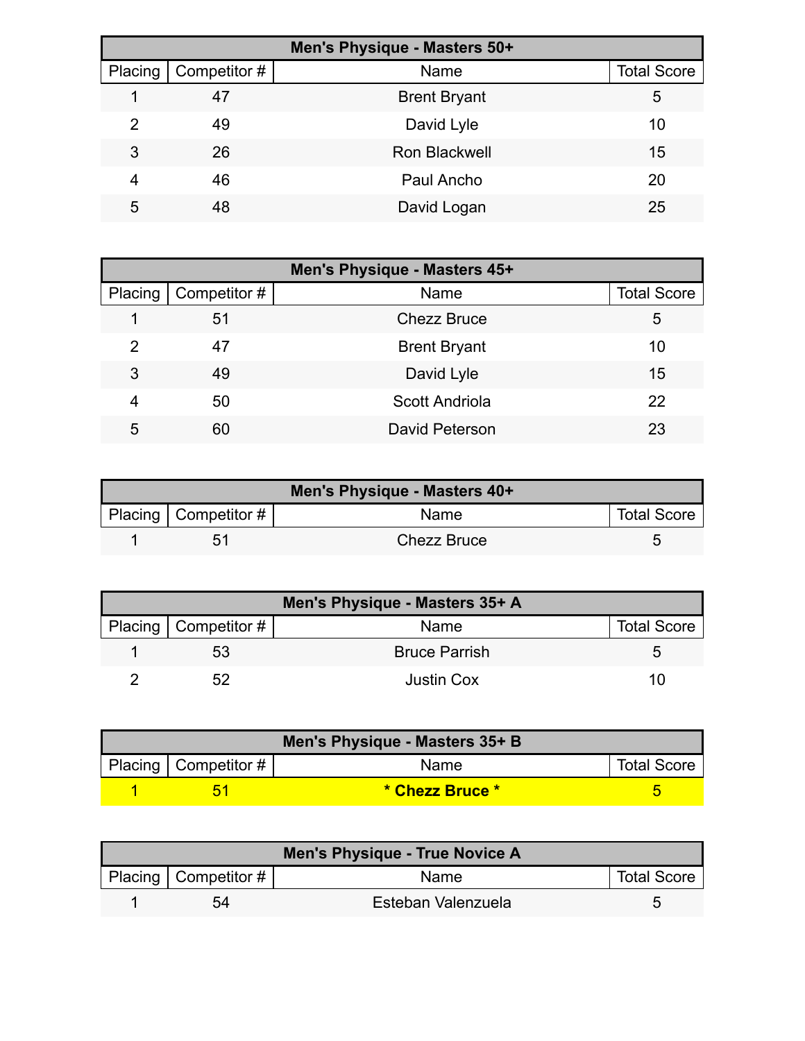| Men's Physique - Masters 50+ | | | |
|---|---|---|---|
| Placing | Competitor # | Name | Total Score |
| 1 | 47 | Brent Bryant | 5 |
| 2 | 49 | David Lyle | 10 |
| 3 | 26 | Ron Blackwell | 15 |
| 4 | 46 | Paul Ancho | 20 |
| 5 | 48 | David Logan | 25 |

| Men's Physique - Masters 45+ | | | |
|---|---|---|---|
| Placing | Competitor # | Name | Total Score |
| 1 | 51 | Chezz Bruce | 5 |
| 2 | 47 | Brent Bryant | 10 |
| 3 | 49 | David Lyle | 15 |
| 4 | 50 | Scott Andriola | 22 |
| 5 | 60 | David Peterson | 23 |

| Men's Physique - Masters 40+ | | | |
|---|---|---|---|
| Placing | Competitor # | Name | Total Score |
| 1 | 51 | Chezz Bruce | 5 |

| Men's Physique - Masters 35+ A | | | |
|---|---|---|---|
| Placing | Competitor # | Name | Total Score |
| 1 | 53 | Bruce Parrish | 5 |
| 2 | 52 | Justin Cox | 10 |

| Men's Physique - Masters 35+ B | | | |
|---|---|---|---|
| Placing | Competitor # | Name | Total Score |
| 1 | 51 | **\* Chezz Bruce \*** | 5 |

| Men's Physique - True Novice A | | | |
|---|---|---|---|
| Placing | Competitor # | Name | Total Score |
| 1 | 54 | Esteban Valenzuela | 5 |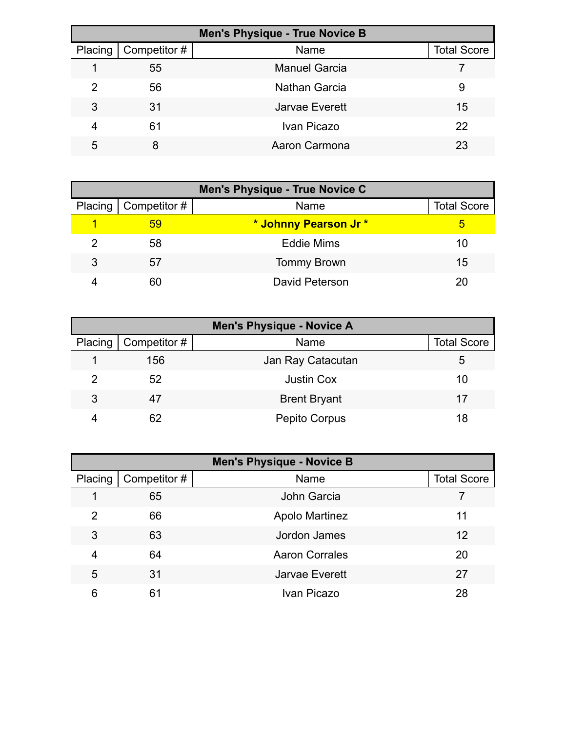| Men's Physique - True Novice B | | | |
|---|---|---|---|
| Placing | Competitor # | Name | Total Score |
| 1 | 55 | Manuel Garcia | 7 |
| 2 | 56 | Nathan Garcia | 9 |
| 3 | 31 | Jarvae Everett | 15 |
| 4 | 61 | Ivan Picazo | 22 |
| 5 | 8 | Aaron Carmona | 23 |

| Men's Physique - True Novice C | | | |
|---|---|---|---|
| Placing | Competitor # | Name | Total Score |
| 1 | 59 | **\* Johnny Pearson Jr \*** | 5 |
| 2 | 58 | Eddie Mims | 10 |
| 3 | 57 | Tommy Brown | 15 |
| 4 | 60 | David Peterson | 20 |

| Men's Physique - Novice A | | | |
|---|---|---|---|
| Placing | Competitor # | Name | Total Score |
| 1 | 156 | Jan Ray Catacutan | 5 |
| 2 | 52 | Justin Cox | 10 |
| 3 | 47 | Brent Bryant | 17 |
| 4 | 62 | Pepito Corpus | 18 |

| Men's Physique - Novice B | | | |
|---|---|---|---|
| Placing | Competitor # | Name | Total Score |
| 1 | 65 | John Garcia | 7 |
| 2 | 66 | Apolo Martinez | 11 |
| 3 | 63 | Jordon James | 12 |
| 4 | 64 | Aaron Corrales | 20 |
| 5 | 31 | Jarvae Everett | 27 |
| 6 | 61 | Ivan Picazo | 28 |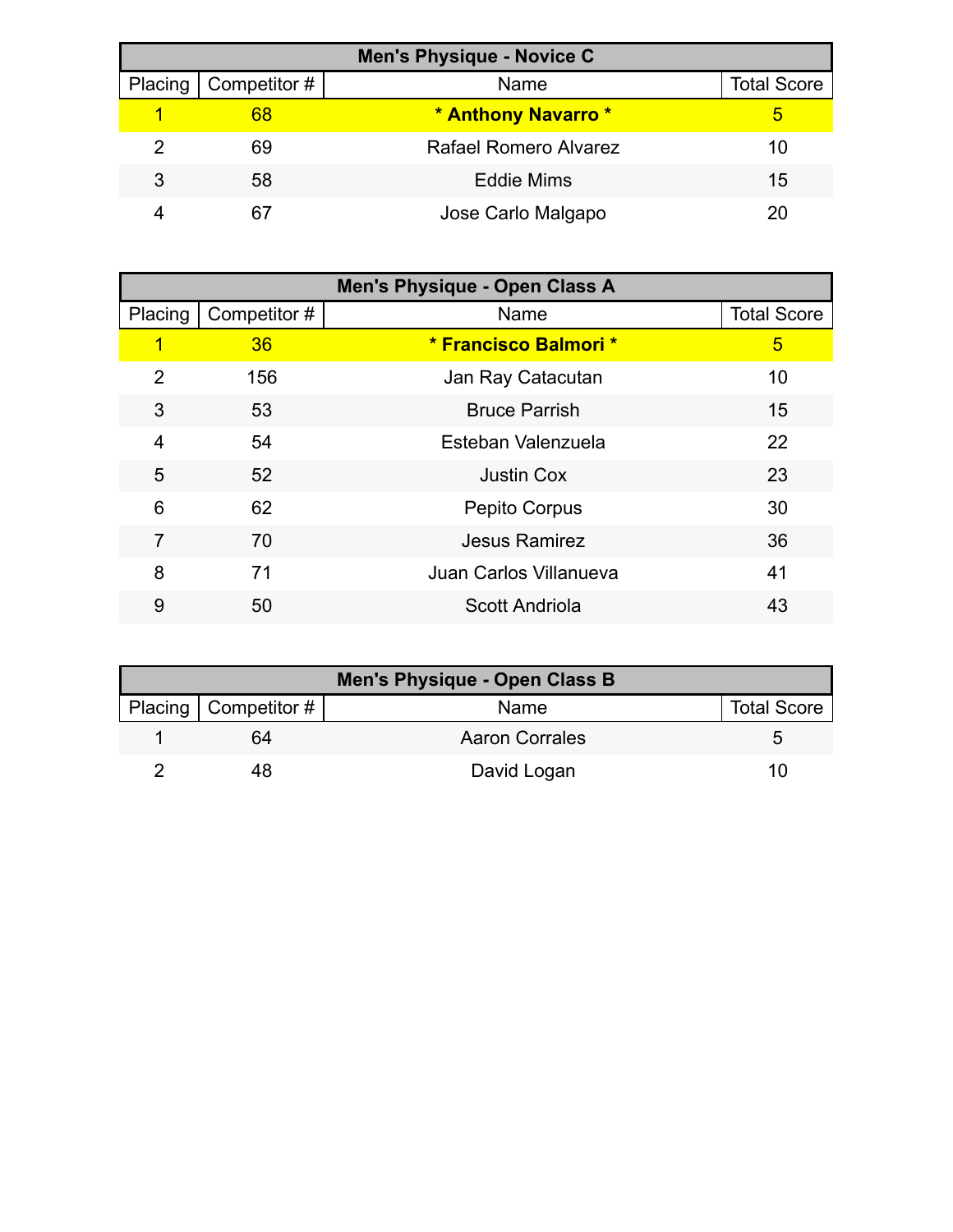| Men's Physique - Novice C | | | |
|---|---|---|---|
| Placing | Competitor # | Name | Total Score |
| 1 | 68 | **\* Anthony Navarro \*** | 5 |
| 2 | 69 | Rafael Romero Alvarez | 10 |
| 3 | 58 | Eddie Mims | 15 |
| 4 | 67 | Jose Carlo Malgapo | 20 |

| Men's Physique - Open Class A | | | |
|---|---|---|---|
| Placing | Competitor # | Name | Total Score |
| 1 | 36 | **\* Francisco Balmori \*** | 5 |
| 2 | 156 | Jan Ray Catacutan | 10 |
| 3 | 53 | Bruce Parrish | 15 |
| 4 | 54 | Esteban Valenzuela | 22 |
| 5 | 52 | Justin Cox | 23 |
| 6 | 62 | Pepito Corpus | 30 |
| 7 | 70 | Jesus Ramirez | 36 |
| 8 | 71 | Juan Carlos Villanueva | 41 |
| 9 | 50 | Scott Andriola | 43 |

| Men's Physique - Open Class B | | | |
|---|---|---|---|
| Placing | Competitor # | Name | Total Score |
| 1 | 64 | Aaron Corrales | 5 |
| 2 | 48 | David Logan | 10 |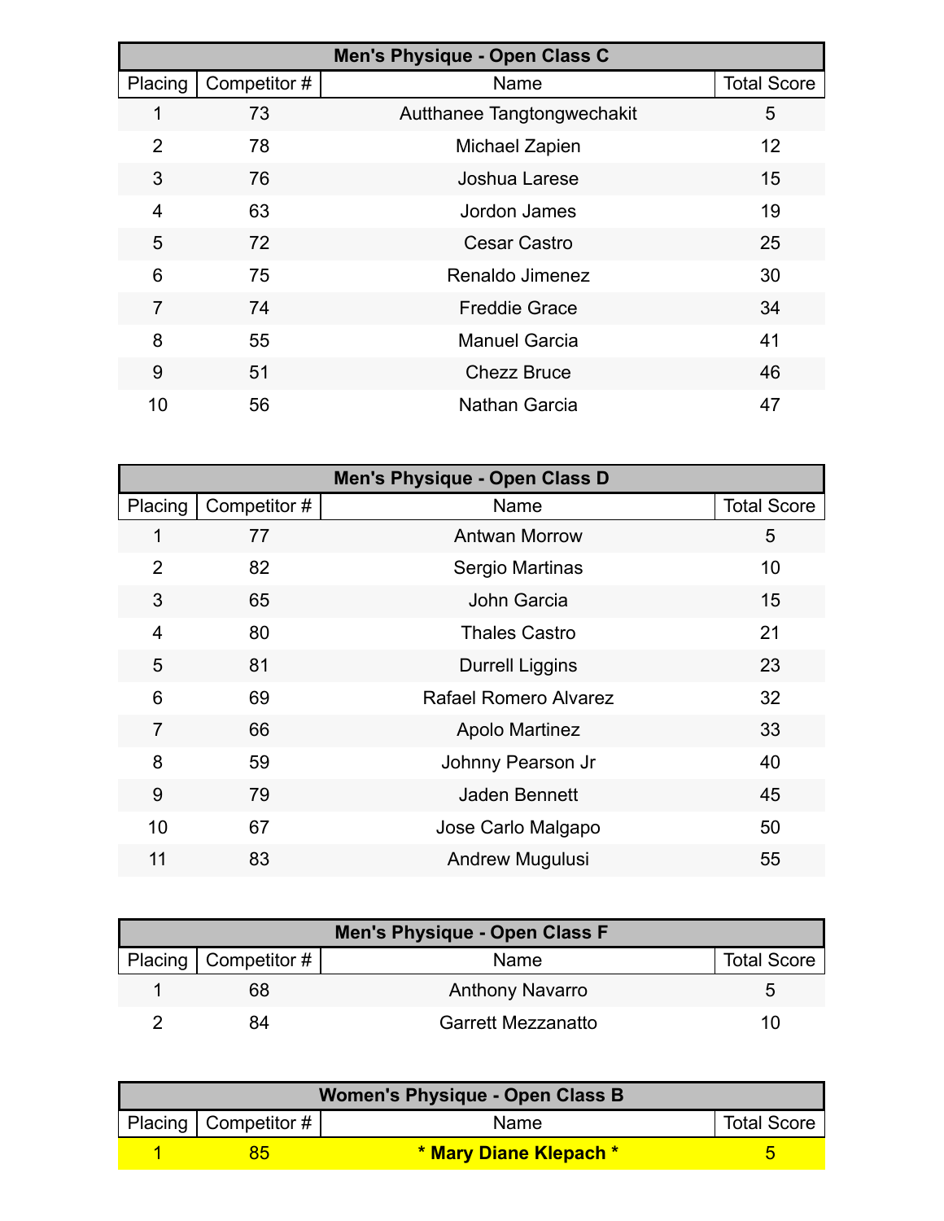| Men's Physique - Open Class C | | | |
|---|---|---|---|
| Placing | Competitor # | Name | Total Score |
| 1 | 73 | Autthanee Tangtongwechakit | 5 |
| 2 | 78 | Michael Zapien | 12 |
| 3 | 76 | Joshua Larese | 15 |
| 4 | 63 | Jordon James | 19 |
| 5 | 72 | Cesar Castro | 25 |
| 6 | 75 | Renaldo Jimenez | 30 |
| 7 | 74 | Freddie Grace | 34 |
| 8 | 55 | Manuel Garcia | 41 |
| 9 | 51 | Chezz Bruce | 46 |
| 10 | 56 | Nathan Garcia | 47 |

| Men's Physique - Open Class D | | | |
|---|---|---|---|
| Placing | Competitor # | Name | Total Score |
| 1 | 77 | Antwan Morrow | 5 |
| 2 | 82 | Sergio Martinas | 10 |
| 3 | 65 | John Garcia | 15 |
| 4 | 80 | Thales Castro | 21 |
| 5 | 81 | Durrell Liggins | 23 |
| 6 | 69 | Rafael Romero Alvarez | 32 |
| 7 | 66 | Apolo Martinez | 33 |
| 8 | 59 | Johnny Pearson Jr | 40 |
| 9 | 79 | Jaden Bennett | 45 |
| 10 | 67 | Jose Carlo Malgapo | 50 |
| 11 | 83 | Andrew Mugulusi | 55 |

| Men's Physique - Open Class F | | | |
|---|---|---|---|
| Placing | Competitor # | Name | Total Score |
| 1 | 68 | Anthony Navarro | 5 |
| 2 | 84 | Garrett Mezzanatto | 10 |

| Women's Physique - Open Class B | | | |
|---|---|---|---|
| Placing | Competitor # | Name | Total Score |
| 1 | 85 | **\* Mary Diane Klepach \*** | 5 |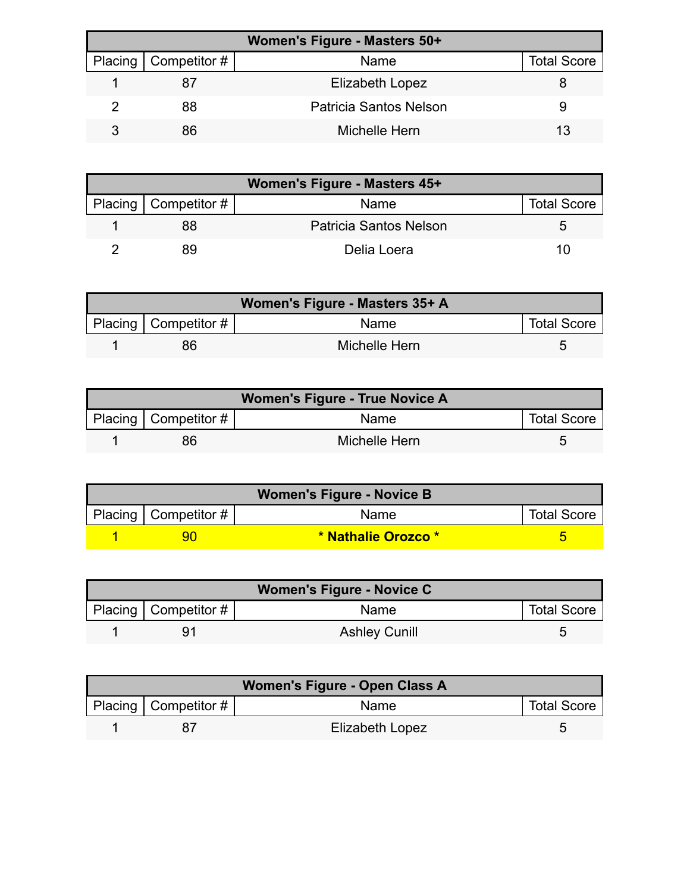| Women's Figure - Masters 50+ | | | |
|---|---|---|---|
| Placing | Competitor # | Name | Total Score |
| 1 | 87 | Elizabeth Lopez | 8 |
| 2 | 88 | Patricia Santos Nelson | 9 |
| 3 | 86 | Michelle Hern | 13 |

| Women's Figure - Masters 45+ | | | |
|---|---|---|---|
| Placing | Competitor # | Name | Total Score |
| 1 | 88 | Patricia Santos Nelson | 5 |
| 2 | 89 | Delia Loera | 10 |

| Women's Figure - Masters 35+ A | | | |
|---|---|---|---|
| Placing | Competitor # | Name | Total Score |
| 1 | 86 | Michelle Hern | 5 |

| Women's Figure - True Novice A | | | |
|---|---|---|---|
| Placing | Competitor # | Name | Total Score |
| 1 | 86 | Michelle Hern | 5 |

| Women's Figure - Novice B | | | |
|---|---|---|---|
| Placing | Competitor # | Name | Total Score |
| 1 | 90 | **\* Nathalie Orozco \*** | 5 |

| Women's Figure - Novice C | | | |
|---|---|---|---|
| Placing | Competitor # | Name | Total Score |
| 1 | 91 | Ashley Cunill | 5 |

| Women's Figure - Open Class A | | | |
|---|---|---|---|
| Placing | Competitor # | Name | Total Score |
| 1 | 87 | Elizabeth Lopez | 5 |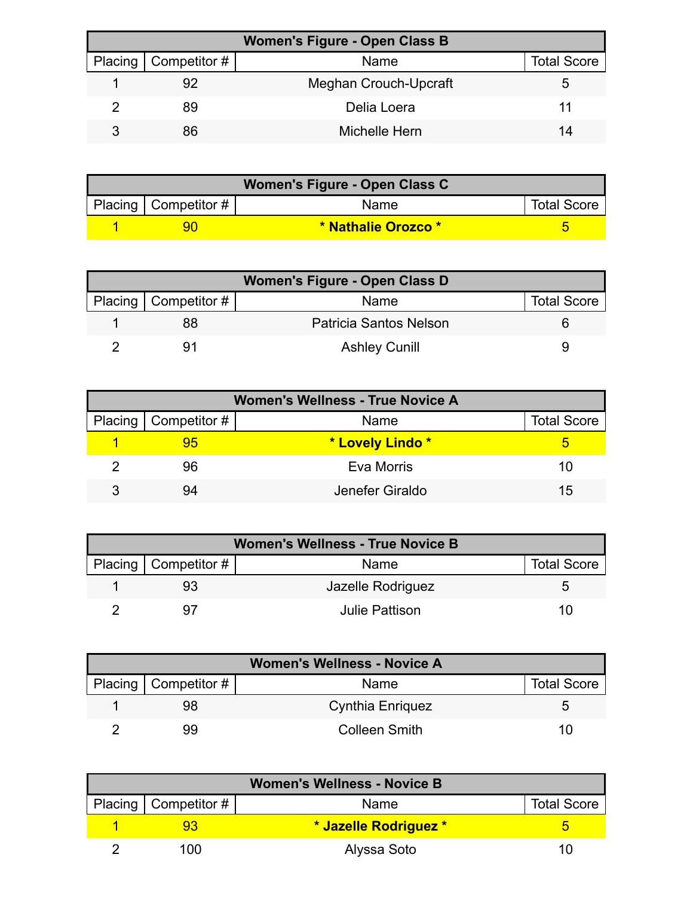| Women's Figure - Open Class B | | | |
|---|---|---|---|
| Placing | Competitor # | Name | Total Score |
| 1 | 92 | Meghan Crouch-Upcraft | 5 |
| 2 | 89 | Delia Loera | 11 |
| 3 | 86 | Michelle Hern | 14 |

| Women's Figure - Open Class C | | | |
|---|---|---|---|
| Placing | Competitor # | Name | Total Score |
| 1 | 90 | **\* Nathalie Orozco \*** | 5 |

| Women's Figure - Open Class D | | | |
|---|---|---|---|
| Placing | Competitor # | Name | Total Score |
| 1 | 88 | Patricia Santos Nelson | 6 |
| 2 | 91 | Ashley Cunill | 9 |

| Women's Wellness - True Novice A | | | |
|---|---|---|---|
| Placing | Competitor # | Name | Total Score |
| 1 | 95 | **\* Lovely Lindo \*** | 5 |
| 2 | 96 | Eva Morris | 10 |
| 3 | 94 | Jenefer Giraldo | 15 |

| Women's Wellness - True Novice B | | | |
|---|---|---|---|
| Placing | Competitor # | Name | Total Score |
| 1 | 93 | Jazelle Rodriguez | 5 |
| 2 | 97 | Julie Pattison | 10 |

| Women's Wellness - Novice A | | | |
|---|---|---|---|
| Placing | Competitor # | Name | Total Score |
| 1 | 98 | Cynthia Enriquez | 5 |
| 2 | 99 | Colleen Smith | 10 |

| Women's Wellness - Novice B | | | |
|---|---|---|---|
| Placing | Competitor # | Name | Total Score |
| 1 | 93 | **\* Jazelle Rodriguez \*** | 5 |
| 2 | 100 | Alyssa Soto | 10 |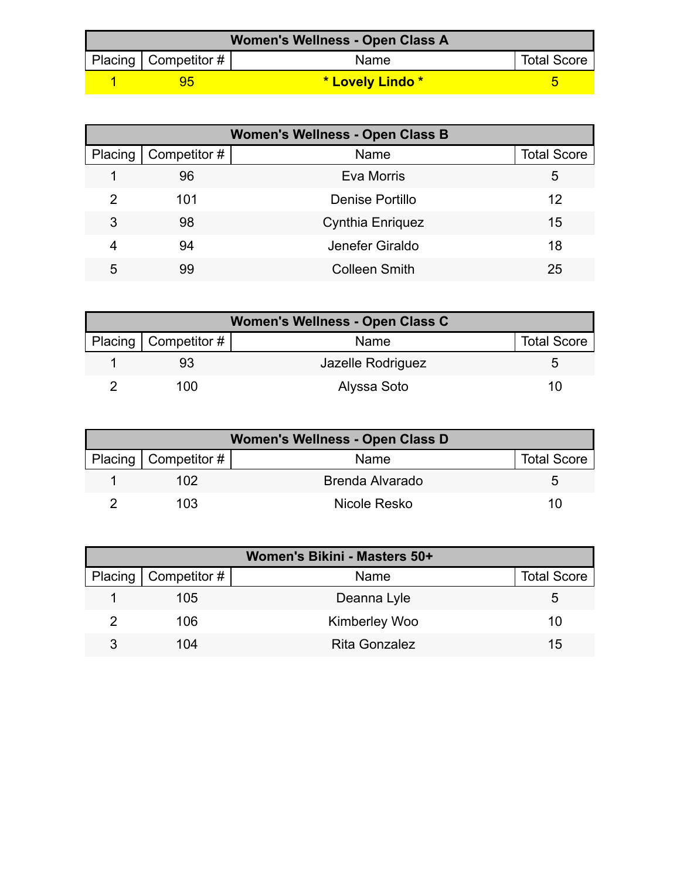| Women's Wellness - Open Class A | | | |
|---|---|---|---|
| Placing | Competitor # | Name | Total Score |
| 1 | 95 | **\* Lovely Lindo \*** | 5 |

| Women's Wellness - Open Class B | | | |
|---|---|---|---|
| Placing | Competitor # | Name | Total Score |
| 1 | 96 | Eva Morris | 5 |
| 2 | 101 | Denise Portillo | 12 |
| 3 | 98 | Cynthia Enriquez | 15 |
| 4 | 94 | Jenefer Giraldo | 18 |
| 5 | 99 | Colleen Smith | 25 |

| Women's Wellness - Open Class C | | | |
|---|---|---|---|
| Placing | Competitor # | Name | Total Score |
| 1 | 93 | Jazelle Rodriguez | 5 |
| 2 | 100 | Alyssa Soto | 10 |

| Women's Wellness - Open Class D | | | |
|---|---|---|---|
| Placing | Competitor # | Name | Total Score |
| 1 | 102 | Brenda Alvarado | 5 |
| 2 | 103 | Nicole Resko | 10 |

| Women's Bikini - Masters 50+ | | | |
|---|---|---|---|
| Placing | Competitor # | Name | Total Score |
| 1 | 105 | Deanna Lyle | 5 |
| 2 | 106 | Kimberley Woo | 10 |
| 3 | 104 | Rita Gonzalez | 15 |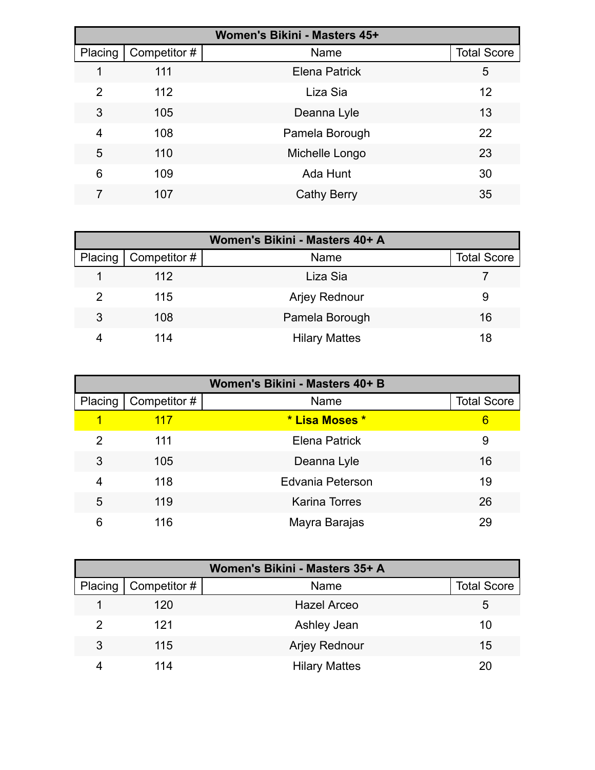| Women's Bikini - Masters 45+ | | | |
|---|---|---|---|
| Placing | Competitor # | Name | Total Score |
| 1 | 111 | Elena Patrick | 5 |
| 2 | 112 | Liza Sia | 12 |
| 3 | 105 | Deanna Lyle | 13 |
| 4 | 108 | Pamela Borough | 22 |
| 5 | 110 | Michelle Longo | 23 |
| 6 | 109 | Ada Hunt | 30 |
| 7 | 107 | Cathy Berry | 35 |

| Women's Bikini - Masters 40+ A | | | |
|---|---|---|---|
| Placing | Competitor # | Name | Total Score |
| 1 | 112 | Liza Sia | 7 |
| 2 | 115 | Arjey Rednour | 9 |
| 3 | 108 | Pamela Borough | 16 |
| 4 | 114 | Hilary Mattes | 18 |

| Women's Bikini - Masters 40+ B | | | |
|---|---|---|---|
| Placing | Competitor # | Name | Total Score |
| 1 | 117 | **\* Lisa Moses \*** | 6 |
| 2 | 111 | Elena Patrick | 9 |
| 3 | 105 | Deanna Lyle | 16 |
| 4 | 118 | Edvania Peterson | 19 |
| 5 | 119 | Karina Torres | 26 |
| 6 | 116 | Mayra Barajas | 29 |

| Women's Bikini - Masters 35+ A | | | |
|---|---|---|---|
| Placing | Competitor # | Name | Total Score |
| 1 | 120 | Hazel Arceo | 5 |
| 2 | 121 | Ashley Jean | 10 |
| 3 | 115 | Arjey Rednour | 15 |
| 4 | 114 | Hilary Mattes | 20 |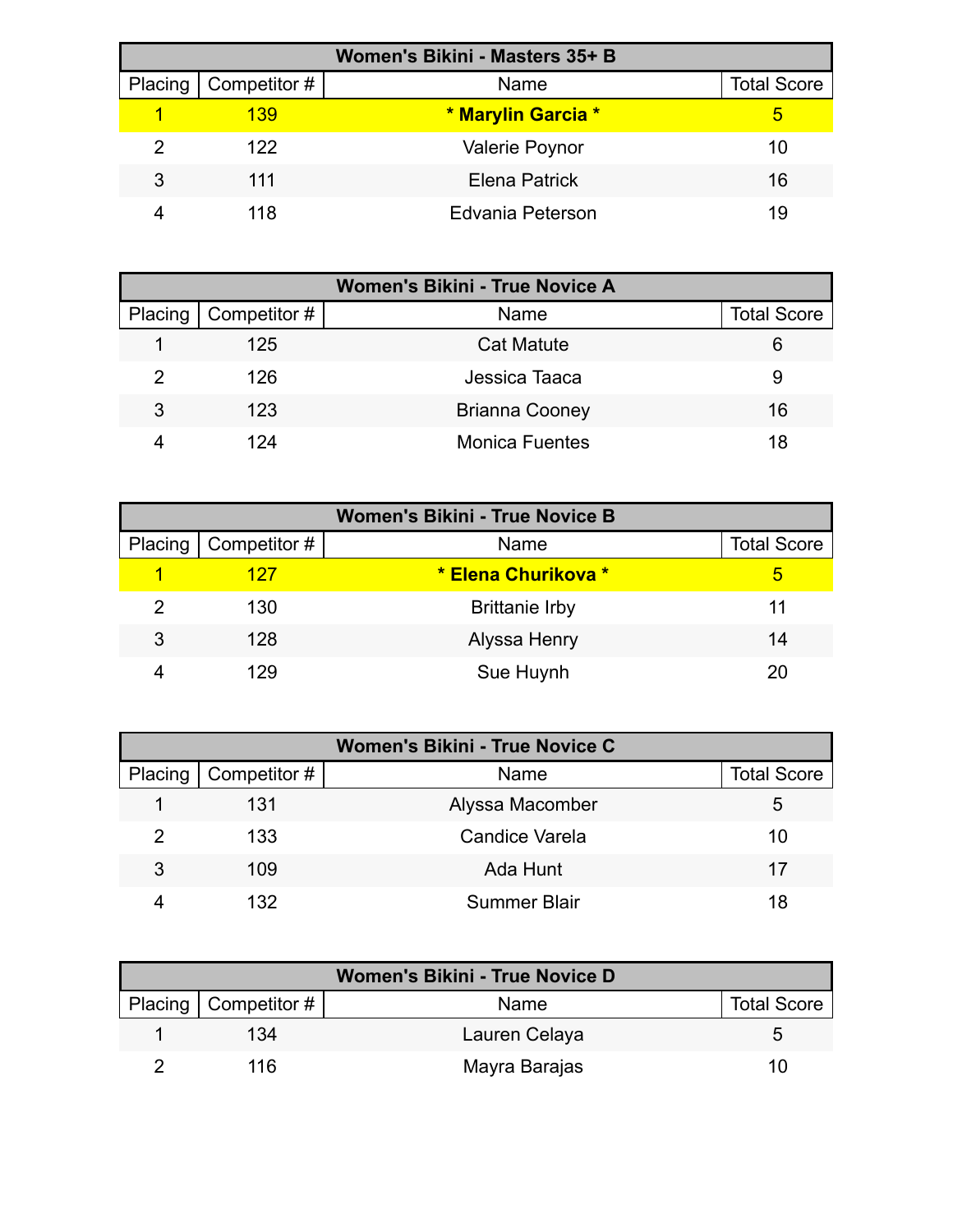| Women's Bikini - Masters 35+ B | | | |
|---|---|---|---|
| Placing | Competitor # | Name | Total Score |
| 1 | 139 | * Marylin Garcia * | 5 |
| 2 | 122 | Valerie Poynor | 10 |
| 3 | 111 | Elena Patrick | 16 |
| 4 | 118 | Edvania Peterson | 19 |

| Women's Bikini - True Novice A | | | |
|---|---|---|---|
| Placing | Competitor # | Name | Total Score |
| 1 | 125 | Cat Matute | 6 |
| 2 | 126 | Jessica Taaca | 9 |
| 3 | 123 | Brianna Cooney | 16 |
| 4 | 124 | Monica Fuentes | 18 |

| Women's Bikini - True Novice B | | | |
|---|---|---|---|
| Placing | Competitor # | Name | Total Score |
| 1 | 127 | * Elena Churikova * | 5 |
| 2 | 130 | Brittanie Irby | 11 |
| 3 | 128 | Alyssa Henry | 14 |
| 4 | 129 | Sue Huynh | 20 |

| Women's Bikini - True Novice C | | | |
|---|---|---|---|
| Placing | Competitor # | Name | Total Score |
| 1 | 131 | Alyssa Macomber | 5 |
| 2 | 133 | Candice Varela | 10 |
| 3 | 109 | Ada Hunt | 17 |
| 4 | 132 | Summer Blair | 18 |

| Women's Bikini - True Novice D | | | |
|---|---|---|---|
| Placing | Competitor # | Name | Total Score |
| 1 | 134 | Lauren Celaya | 5 |
| 2 | 116 | Mayra Barajas | 10 |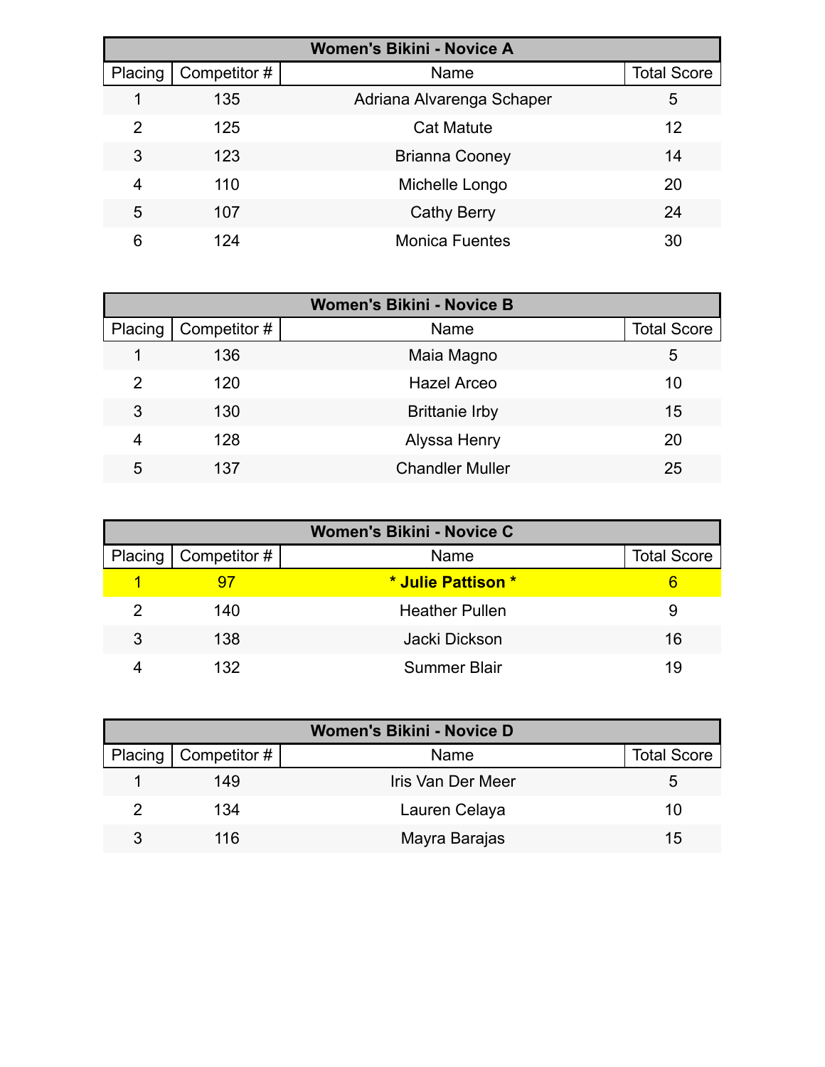| Women's Bikini - Novice A | | | |
|---|---|---|---|
| Placing | Competitor # | Name | Total Score |
| 1 | 135 | Adriana Alvarenga Schaper | 5 |
| 2 | 125 | Cat Matute | 12 |
| 3 | 123 | Brianna Cooney | 14 |
| 4 | 110 | Michelle Longo | 20 |
| 5 | 107 | Cathy Berry | 24 |
| 6 | 124 | Monica Fuentes | 30 |

| Women's Bikini - Novice B | | | |
|---|---|---|---|
| Placing | Competitor # | Name | Total Score |
| 1 | 136 | Maia Magno | 5 |
| 2 | 120 | Hazel Arceo | 10 |
| 3 | 130 | Brittanie Irby | 15 |
| 4 | 128 | Alyssa Henry | 20 |
| 5 | 137 | Chandler Muller | 25 |

| Women's Bikini - Novice C | | | |
|---|---|---|---|
| Placing | Competitor # | Name | Total Score |
| 1 | 97 | **\* Julie Pattison \*** | 6 |
| 2 | 140 | Heather Pullen | 9 |
| 3 | 138 | Jacki Dickson | 16 |
| 4 | 132 | Summer Blair | 19 |

| Women's Bikini - Novice D | | | |
|---|---|---|---|
| Placing | Competitor # | Name | Total Score |
| 1 | 149 | Iris Van Der Meer | 5 |
| 2 | 134 | Lauren Celaya | 10 |
| 3 | 116 | Mayra Barajas | 15 |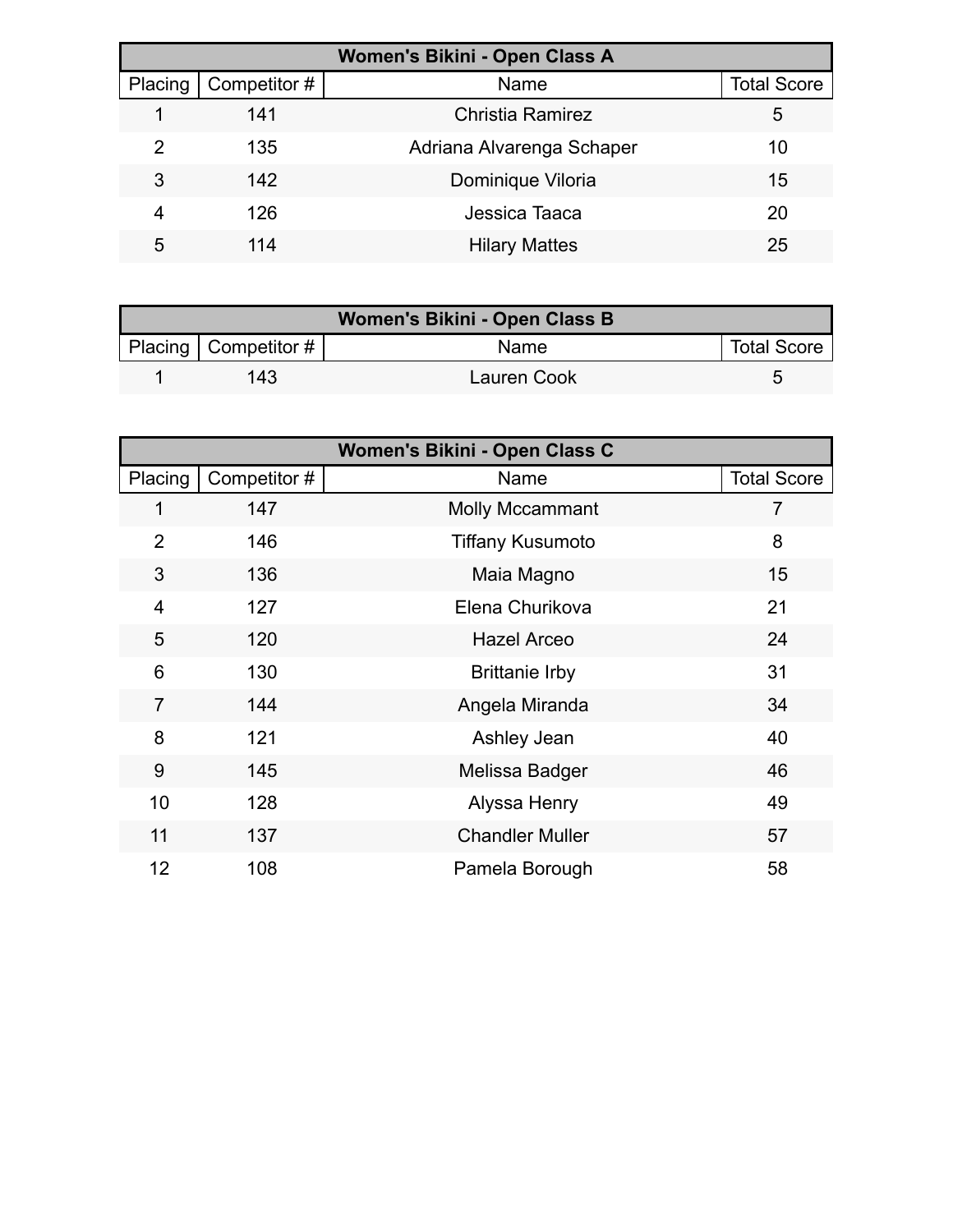| Women's Bikini - Open Class A | | | |
|---|---|---|---|
| Placing | Competitor # | Name | Total Score |
| 1 | 141 | Christia Ramirez | 5 |
| 2 | 135 | Adriana Alvarenga Schaper | 10 |
| 3 | 142 | Dominique Viloria | 15 |
| 4 | 126 | Jessica Taaca | 20 |
| 5 | 114 | Hilary Mattes | 25 |

| Women's Bikini - Open Class B | | | |
|---|---|---|---|
| Placing | Competitor # | Name | Total Score |
| 1 | 143 | Lauren Cook | 5 |

| Women's Bikini - Open Class C | | | |
|---|---|---|---|
| Placing | Competitor # | Name | Total Score |
| 1 | 147 | Molly Mccammant | 7 |
| 2 | 146 | Tiffany Kusumoto | 8 |
| 3 | 136 | Maia Magno | 15 |
| 4 | 127 | Elena Churikova | 21 |
| 5 | 120 | Hazel Arceo | 24 |
| 6 | 130 | Brittanie Irby | 31 |
| 7 | 144 | Angela Miranda | 34 |
| 8 | 121 | Ashley Jean | 40 |
| 9 | 145 | Melissa Badger | 46 |
| 10 | 128 | Alyssa Henry | 49 |
| 11 | 137 | Chandler Muller | 57 |
| 12 | 108 | Pamela Borough | 58 |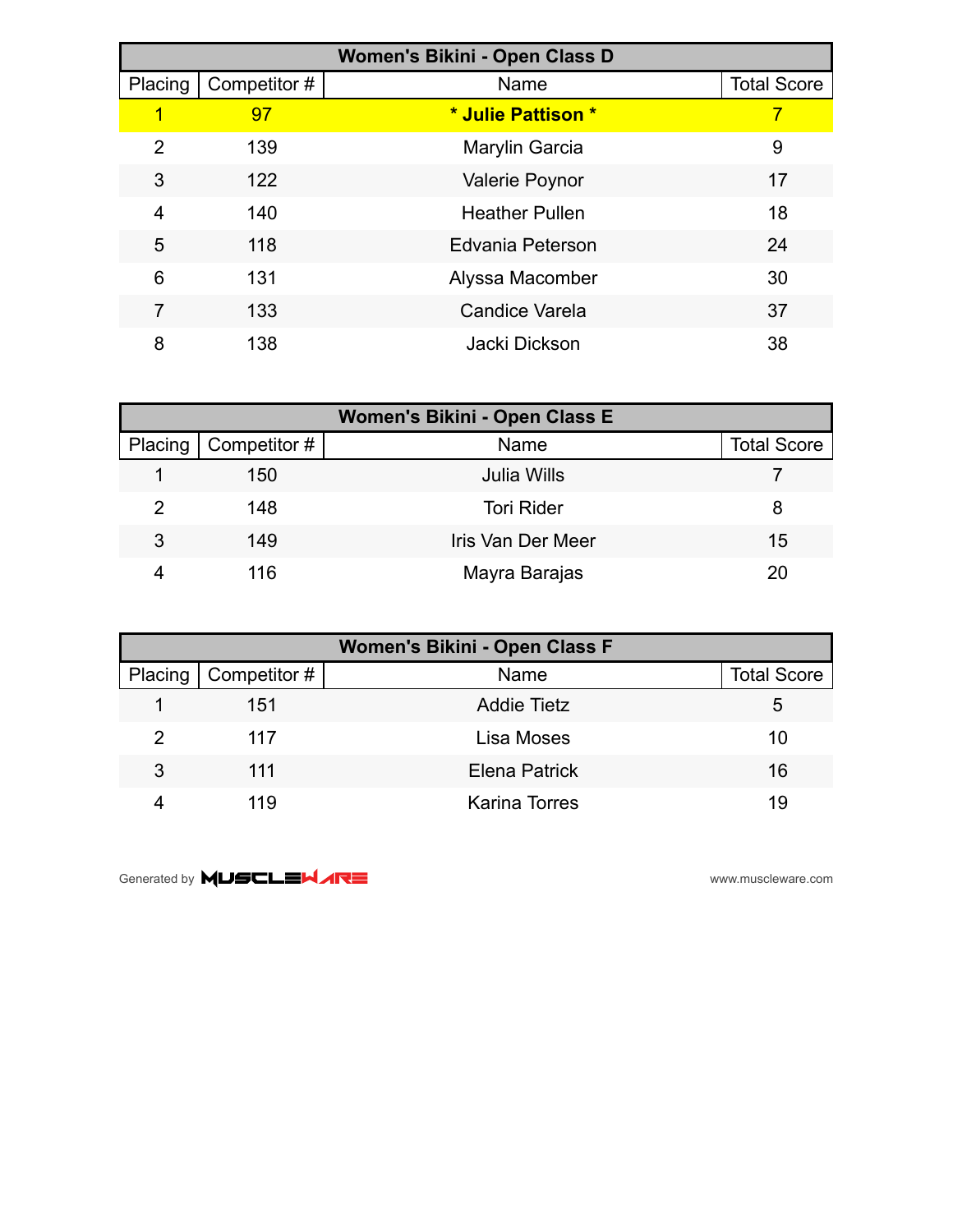| Women's Bikini - Open Class D | | | |
|---|---|---|---|
| Placing | Competitor # | Name | Total Score |
| 1 | 97 | **\* Julie Pattison \*** | 7 |
| 2 | 139 | Marylin Garcia | 9 |
| 3 | 122 | Valerie Poynor | 17 |
| 4 | 140 | Heather Pullen | 18 |
| 5 | 118 | Edvania Peterson | 24 |
| 6 | 131 | Alyssa Macomber | 30 |
| 7 | 133 | Candice Varela | 37 |
| 8 | 138 | Jacki Dickson | 38 |

| Women's Bikini - Open Class E | | | |
|---|---|---|---|
| Placing | Competitor # | Name | Total Score |
| 1 | 150 | Julia Wills | 7 |
| 2 | 148 | Tori Rider | 8 |
| 3 | 149 | Iris Van Der Meer | 15 |
| 4 | 116 | Mayra Barajas | 20 |

| Women's Bikini - Open Class F | | | |
|---|---|---|---|
| Placing | Competitor # | Name | Total Score |
| 1 | 151 | Addie Tietz | 5 |
| 2 | 117 | Lisa Moses | 10 |
| 3 | 111 | Elena Patrick | 16 |
| 4 | 119 | Karina Torres | 19 |

Generated by MUSCLEWARE

www.muscleware.com